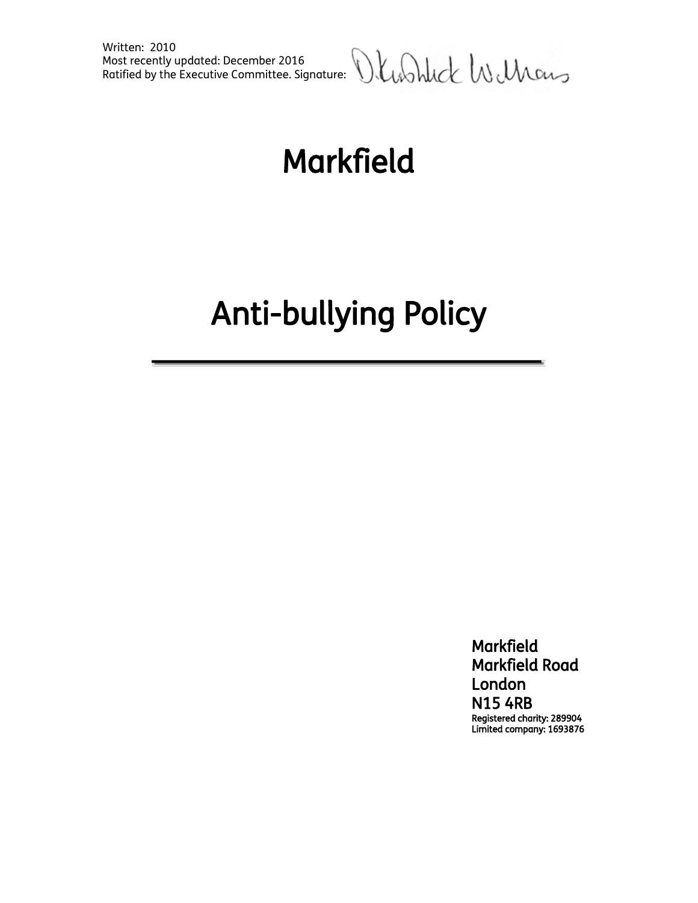Written: 2010
Most recently updated: December 2016
Ratified by the Executive Committee. Signature:

# Markfield

# Anti-bullying Policy

---

Markfield
Markfield Road
London
N15 4RB
Registered charity: 289904
Limited company: 1693876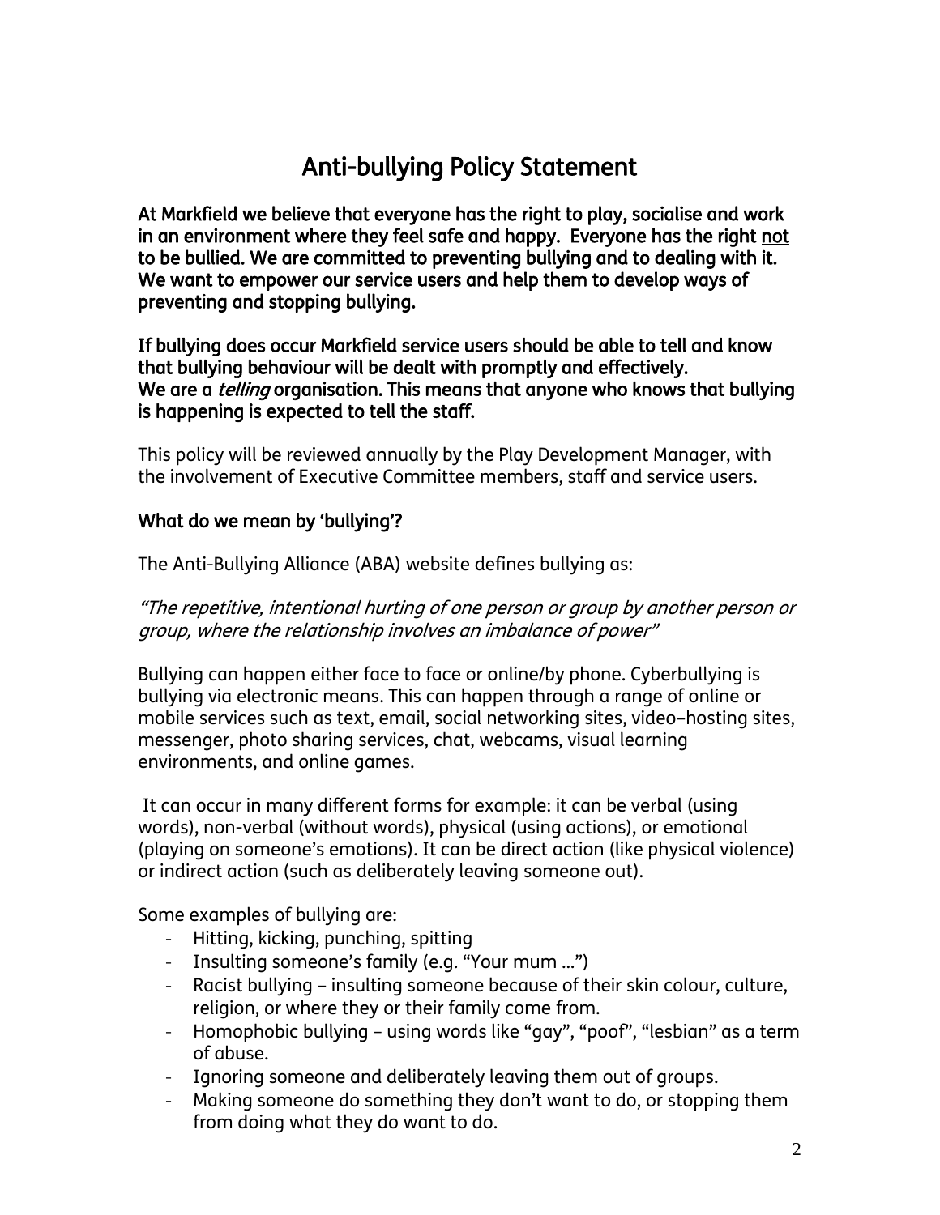# Anti-bullying Policy Statement

**At Markfield we believe that everyone has the right to play, socialise and work in an environment where they feel safe and happy. Everyone has the right not to be bullied. We are committed to preventing bullying and to dealing with it. We want to empower our service users and help them to develop ways of preventing and stopping bullying.**

**If bullying does occur Markfield service users should be able to tell and know that bullying behaviour will be dealt with promptly and effectively.**
**We are a *telling* organisation. This means that anyone who knows that bullying is happening is expected to tell the staff.**

This policy will be reviewed annually by the Play Development Manager, with the involvement of Executive Committee members, staff and service users.

## What do we mean by 'bullying'?

The Anti-Bullying Alliance (ABA) website defines bullying as:

*"The repetitive, intentional hurting of one person or group by another person or group, where the relationship involves an imbalance of power"*

Bullying can happen either face to face or online/by phone. Cyberbullying is bullying via electronic means. This can happen through a range of online or mobile services such as text, email, social networking sites, video–hosting sites, messenger, photo sharing services, chat, webcams, visual learning environments, and online games.

It can occur in many different forms for example: it can be verbal (using words), non-verbal (without words), physical (using actions), or emotional (playing on someone's emotions). It can be direct action (like physical violence) or indirect action (such as deliberately leaving someone out).

Some examples of bullying are:

- Hitting, kicking, punching, spitting
- Insulting someone's family (e.g. "Your mum …")
- Racist bullying – insulting someone because of their skin colour, culture, religion, or where they or their family come from.
- Homophobic bullying – using words like "gay", "poof", "lesbian" as a term of abuse.
- Ignoring someone and deliberately leaving them out of groups.
- Making someone do something they don't want to do, or stopping them from doing what they do want to do.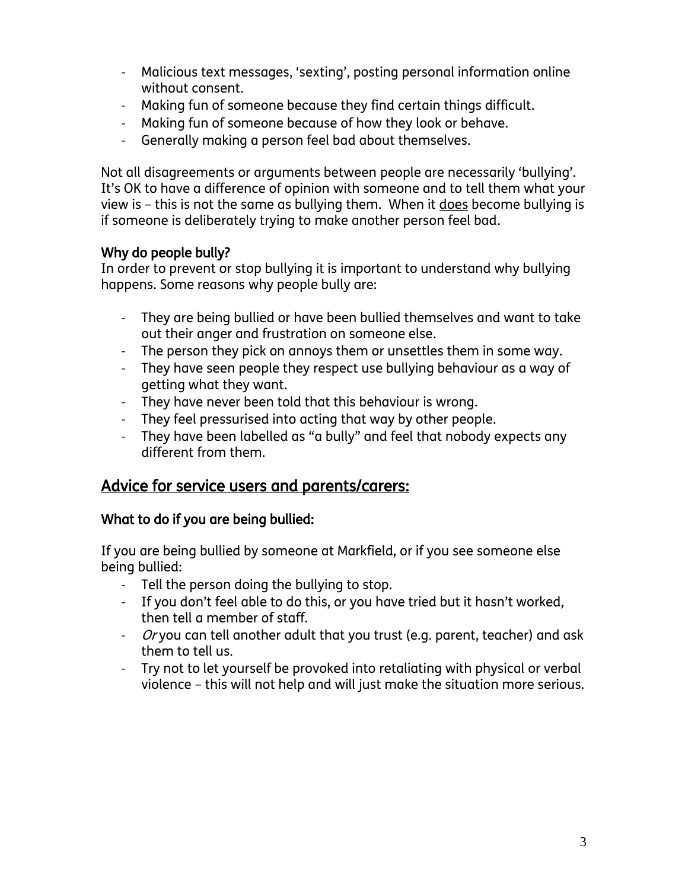- Malicious text messages, 'sexting', posting personal information online without consent.
- Making fun of someone because they find certain things difficult.
- Making fun of someone because of how they look or behave.
- Generally making a person feel bad about themselves.

Not all disagreements or arguments between people are necessarily 'bullying'. It's OK to have a difference of opinion with someone and to tell them what your view is – this is not the same as bullying them. When it <u>does</u> become bullying is if someone is deliberately trying to make another person feel bad.

**Why do people bully?**

In order to prevent or stop bullying it is important to understand why bullying happens. Some reasons why people bully are:

- They are being bullied or have been bullied themselves and want to take out their anger and frustration on someone else.
- The person they pick on annoys them or unsettles them in some way.
- They have seen people they respect use bullying behaviour as a way of getting what they want.
- They have never been told that this behaviour is wrong.
- They feel pressurised into acting that way by other people.
- They have been labelled as "a bully" and feel that nobody expects any different from them.

## <u>Advice for service users and parents/carers:</u>

**What to do if you are being bullied:**

If you are being bullied by someone at Markfield, or if you see someone else being bullied:

- Tell the person doing the bullying to stop.
- If you don't feel able to do this, or you have tried but it hasn't worked, then tell a member of staff.
- *Or* you can tell another adult that you trust (e.g. parent, teacher) and ask them to tell us.
- Try not to let yourself be provoked into retaliating with physical or verbal violence – this will not help and will just make the situation more serious.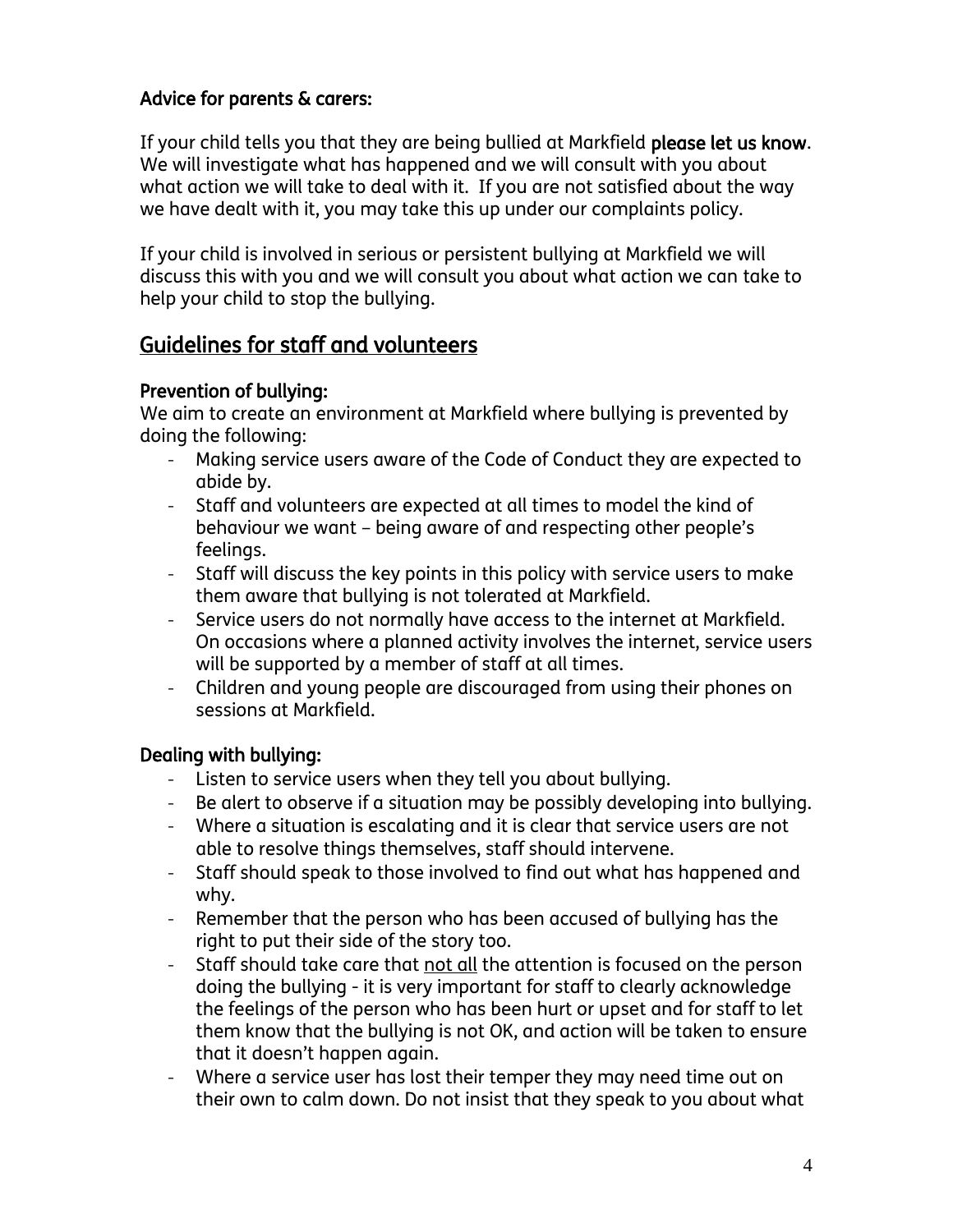### Advice for parents & carers:

If your child tells you that they are being bullied at Markfield **please let us know**. We will investigate what has happened and we will consult with you about what action we will take to deal with it. If you are not satisfied about the way we have dealt with it, you may take this up under our complaints policy.

If your child is involved in serious or persistent bullying at Markfield we will discuss this with you and we will consult you about what action we can take to help your child to stop the bullying.

## Guidelines for staff and volunteers

### Prevention of bullying:

We aim to create an environment at Markfield where bullying is prevented by doing the following:

- Making service users aware of the Code of Conduct they are expected to abide by.
- Staff and volunteers are expected at all times to model the kind of behaviour we want – being aware of and respecting other people's feelings.
- Staff will discuss the key points in this policy with service users to make them aware that bullying is not tolerated at Markfield.
- Service users do not normally have access to the internet at Markfield. On occasions where a planned activity involves the internet, service users will be supported by a member of staff at all times.
- Children and young people are discouraged from using their phones on sessions at Markfield.

### Dealing with bullying:

- Listen to service users when they tell you about bullying.
- Be alert to observe if a situation may be possibly developing into bullying.
- Where a situation is escalating and it is clear that service users are not able to resolve things themselves, staff should intervene.
- Staff should speak to those involved to find out what has happened and why.
- Remember that the person who has been accused of bullying has the right to put their side of the story too.
- Staff should take care that <u>not all</u> the attention is focused on the person doing the bullying - it is very important for staff to clearly acknowledge the feelings of the person who has been hurt or upset and for staff to let them know that the bullying is not OK, and action will be taken to ensure that it doesn't happen again.
- Where a service user has lost their temper they may need time out on their own to calm down. Do not insist that they speak to you about what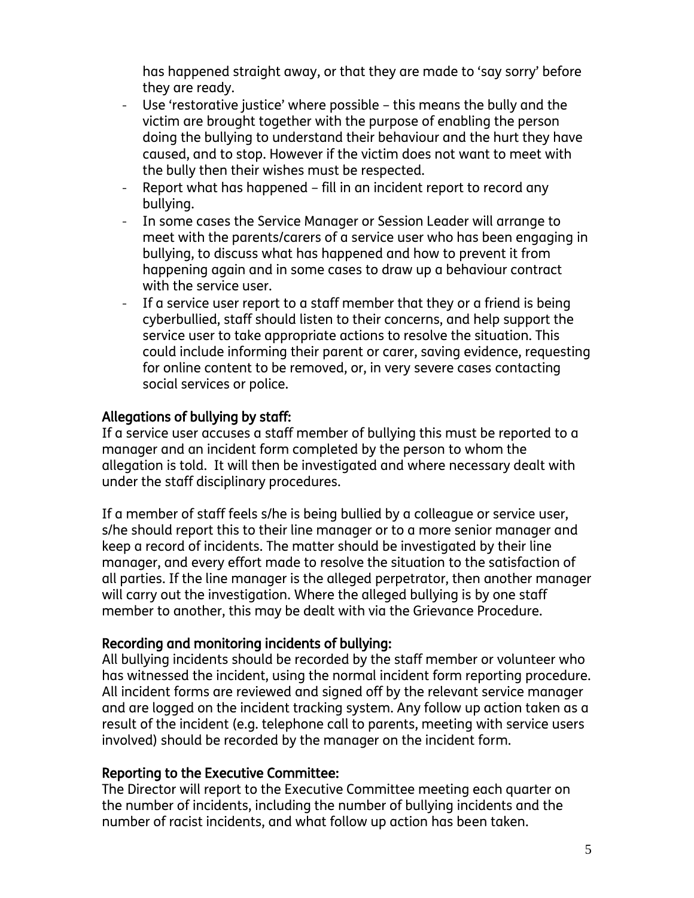has happened straight away, or that they are made to 'say sorry' before they are ready.

- Use 'restorative justice' where possible – this means the bully and the victim are brought together with the purpose of enabling the person doing the bullying to understand their behaviour and the hurt they have caused, and to stop. However if the victim does not want to meet with the bully then their wishes must be respected.
- Report what has happened – fill in an incident report to record any bullying.
- In some cases the Service Manager or Session Leader will arrange to meet with the parents/carers of a service user who has been engaging in bullying, to discuss what has happened and how to prevent it from happening again and in some cases to draw up a behaviour contract with the service user.
- If a service user report to a staff member that they or a friend is being cyberbullied, staff should listen to their concerns, and help support the service user to take appropriate actions to resolve the situation. This could include informing their parent or carer, saving evidence, requesting for online content to be removed, or, in very severe cases contacting social services or police.

**Allegations of bullying by staff:**
If a service user accuses a staff member of bullying this must be reported to a manager and an incident form completed by the person to whom the allegation is told. It will then be investigated and where necessary dealt with under the staff disciplinary procedures.

If a member of staff feels s/he is being bullied by a colleague or service user, s/he should report this to their line manager or to a more senior manager and keep a record of incidents. The matter should be investigated by their line manager, and every effort made to resolve the situation to the satisfaction of all parties. If the line manager is the alleged perpetrator, then another manager will carry out the investigation. Where the alleged bullying is by one staff member to another, this may be dealt with via the Grievance Procedure.

**Recording and monitoring incidents of bullying:**
All bullying incidents should be recorded by the staff member or volunteer who has witnessed the incident, using the normal incident form reporting procedure. All incident forms are reviewed and signed off by the relevant service manager and are logged on the incident tracking system. Any follow up action taken as a result of the incident (e.g. telephone call to parents, meeting with service users involved) should be recorded by the manager on the incident form.

**Reporting to the Executive Committee:**
The Director will report to the Executive Committee meeting each quarter on the number of incidents, including the number of bullying incidents and the number of racist incidents, and what follow up action has been taken.